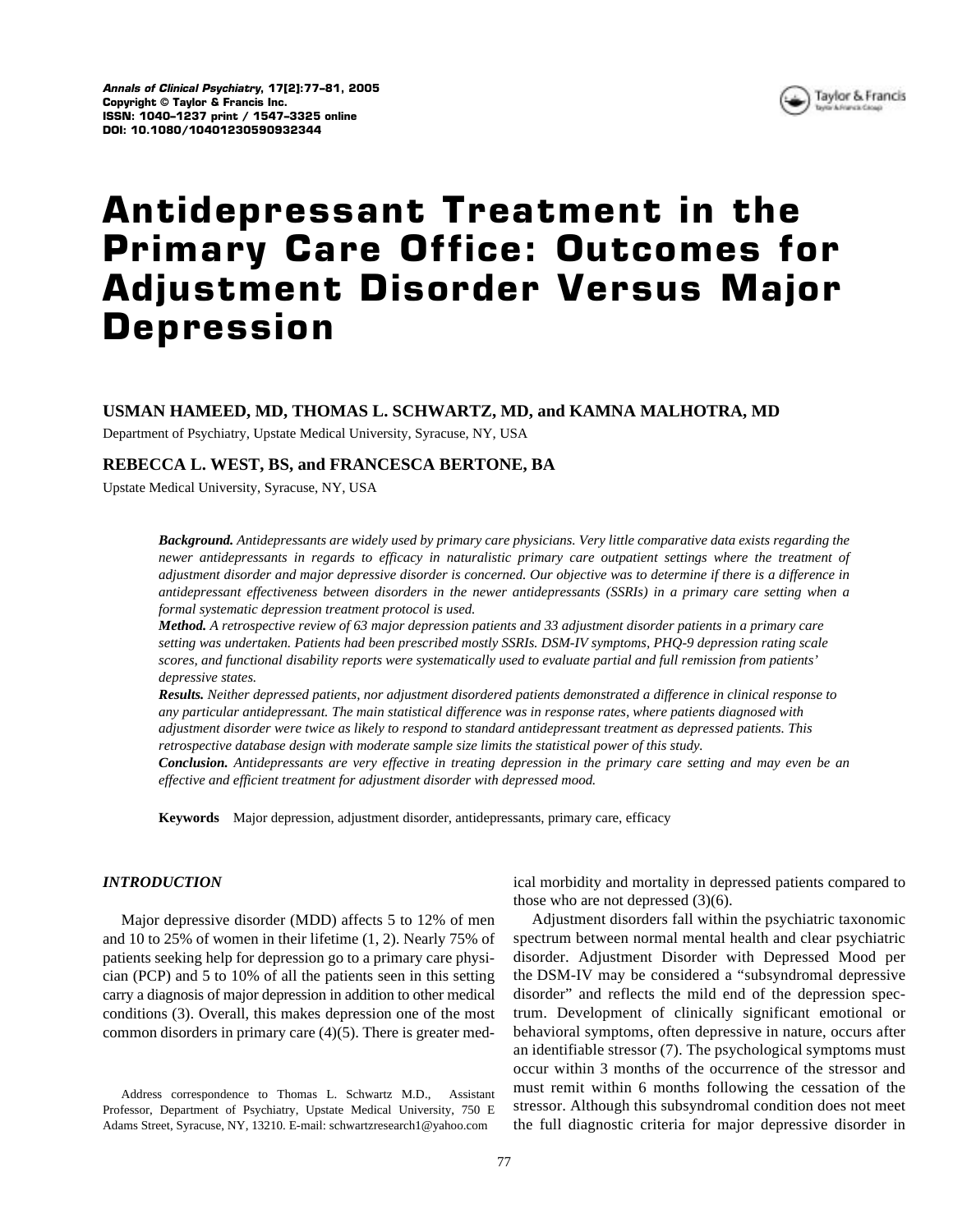# Antidepressant Treatment in the Primary Care Office: Outcomes for Adjustment Disorder Versus Major Depression

**USMAN HAMEED, MD, THOMAS L. SCHWARTZ, MD, and KAMNA MALHOTRA, MD**

Department of Psychiatry, Upstate Medical University, Syracuse, NY, USA

**REBECCA L. WEST, BS, and FRANCESCA BERTONE, BA**

Upstate Medical University, Syracuse, NY, USA

***Background.*** *Antidepressants are widely used by primary care physicians. Very little comparative data exists regarding the newer antidepressants in regards to efficacy in naturalistic primary care outpatient settings where the treatment of adjustment disorder and major depressive disorder is concerned. Our objective was to determine if there is a difference in antidepressant effectiveness between disorders in the newer antidepressants (SSRIs) in a primary care setting when a formal systematic depression treatment protocol is used.*

***Method.*** *A retrospective review of 63 major depression patients and 33 adjustment disorder patients in a primary care setting was undertaken. Patients had been prescribed mostly SSRIs. DSM-IV symptoms, PHQ-9 depression rating scale scores, and functional disability reports were systematically used to evaluate partial and full remission from patients' depressive states.*

***Results.*** *Neither depressed patients, nor adjustment disordered patients demonstrated a difference in clinical response to any particular antidepressant. The main statistical difference was in response rates, where patients diagnosed with adjustment disorder were twice as likely to respond to standard antidepressant treatment as depressed patients. This retrospective database design with moderate sample size limits the statistical power of this study.*

***Conclusion.*** *Antidepressants are very effective in treating depression in the primary care setting and may even be an effective and efficient treatment for adjustment disorder with depressed mood.*

**Keywords** Major depression, adjustment disorder, antidepressants, primary care, efficacy

## *INTRODUCTION*

Major depressive disorder (MDD) affects 5 to 12% of men and 10 to 25% of women in their lifetime (1, 2). Nearly 75% of patients seeking help for depression go to a primary care physician (PCP) and 5 to 10% of all the patients seen in this setting carry a diagnosis of major depression in addition to other medical conditions (3). Overall, this makes depression one of the most common disorders in primary care (4)(5). There is greater medical morbidity and mortality in depressed patients compared to those who are not depressed (3)(6).

Adjustment disorders fall within the psychiatric taxonomic spectrum between normal mental health and clear psychiatric disorder. Adjustment Disorder with Depressed Mood per the DSM-IV may be considered a "subsyndromal depressive disorder" and reflects the mild end of the depression spectrum. Development of clinically significant emotional or behavioral symptoms, often depressive in nature, occurs after an identifiable stressor (7). The psychological symptoms must occur within 3 months of the occurrence of the stressor and must remit within 6 months following the cessation of the stressor. Although this subsyndromal condition does not meet the full diagnostic criteria for major depressive disorder in

Address correspondence to Thomas L. Schwartz M.D., Assistant Professor, Department of Psychiatry, Upstate Medical University, 750 E Adams Street, Syracuse, NY, 13210. E-mail: schwartzresearch1@yahoo.com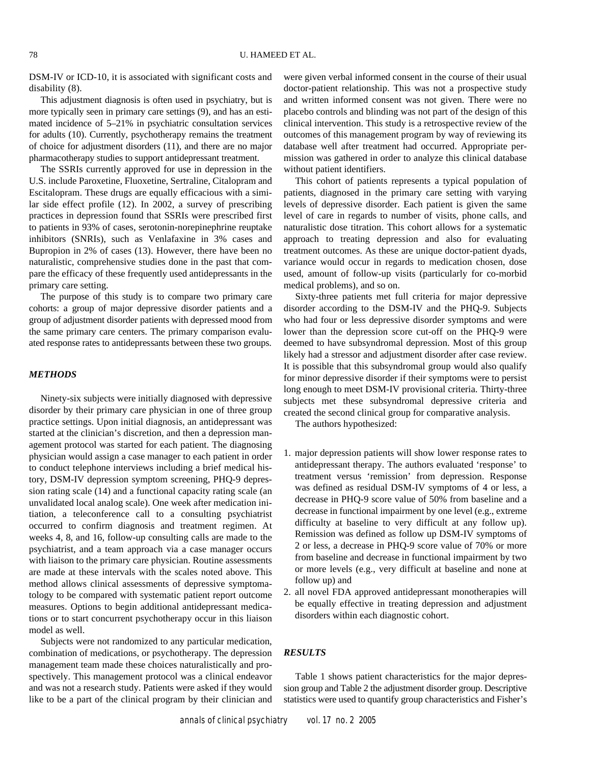DSM-IV or ICD-10, it is associated with significant costs and disability (8).

This adjustment diagnosis is often used in psychiatry, but is more typically seen in primary care settings (9), and has an estimated incidence of 5–21% in psychiatric consultation services for adults (10). Currently, psychotherapy remains the treatment of choice for adjustment disorders (11), and there are no major pharmacotherapy studies to support antidepressant treatment.

The SSRIs currently approved for use in depression in the U.S. include Paroxetine, Fluoxetine, Sertraline, Citalopram and Escitalopram. These drugs are equally efficacious with a similar side effect profile (12). In 2002, a survey of prescribing practices in depression found that SSRIs were prescribed first to patients in 93% of cases, serotonin-norepinephrine reuptake inhibitors (SNRIs), such as Venlafaxine in 3% cases and Bupropion in 2% of cases (13). However, there have been no naturalistic, comprehensive studies done in the past that compare the efficacy of these frequently used antidepressants in the primary care setting.

The purpose of this study is to compare two primary care cohorts: a group of major depressive disorder patients and a group of adjustment disorder patients with depressed mood from the same primary care centers. The primary comparison evaluated response rates to antidepressants between these two groups.

## *METHODS*

Ninety-six subjects were initially diagnosed with depressive disorder by their primary care physician in one of three group practice settings. Upon initial diagnosis, an antidepressant was started at the clinician's discretion, and then a depression management protocol was started for each patient. The diagnosing physician would assign a case manager to each patient in order to conduct telephone interviews including a brief medical history, DSM-IV depression symptom screening, PHQ-9 depression rating scale (14) and a functional capacity rating scale (an unvalidated local analog scale). One week after medication initiation, a teleconference call to a consulting psychiatrist occurred to confirm diagnosis and treatment regimen. At weeks 4, 8, and 16, follow-up consulting calls are made to the psychiatrist, and a team approach via a case manager occurs with liaison to the primary care physician. Routine assessments are made at these intervals with the scales noted above. This method allows clinical assessments of depressive symptomatology to be compared with systematic patient report outcome measures. Options to begin additional antidepressant medications or to start concurrent psychotherapy occur in this liaison model as well.

Subjects were not randomized to any particular medication, combination of medications, or psychotherapy. The depression management team made these choices naturalistically and prospectively. This management protocol was a clinical endeavor and was not a research study. Patients were asked if they would like to be a part of the clinical program by their clinician and were given verbal informed consent in the course of their usual doctor-patient relationship. This was not a prospective study and written informed consent was not given. There were no placebo controls and blinding was not part of the design of this clinical intervention. This study is a retrospective review of the outcomes of this management program by way of reviewing its database well after treatment had occurred. Appropriate permission was gathered in order to analyze this clinical database without patient identifiers.

This cohort of patients represents a typical population of patients, diagnosed in the primary care setting with varying levels of depressive disorder. Each patient is given the same level of care in regards to number of visits, phone calls, and naturalistic dose titration. This cohort allows for a systematic approach to treating depression and also for evaluating treatment outcomes. As these are unique doctor-patient dyads, variance would occur in regards to medication chosen, dose used, amount of follow-up visits (particularly for co-morbid medical problems), and so on.

Sixty-three patients met full criteria for major depressive disorder according to the DSM-IV and the PHQ-9. Subjects who had four or less depressive disorder symptoms and were lower than the depression score cut-off on the PHQ-9 were deemed to have subsyndromal depression. Most of this group likely had a stressor and adjustment disorder after case review. It is possible that this subsyndromal group would also qualify for minor depressive disorder if their symptoms were to persist long enough to meet DSM-IV provisional criteria. Thirty-three subjects met these subsyndromal depressive criteria and created the second clinical group for comparative analysis.

The authors hypothesized:

1. major depression patients will show lower response rates to antidepressant therapy. The authors evaluated 'response' to treatment versus 'remission' from depression. Response was defined as residual DSM-IV symptoms of 4 or less, a decrease in PHQ-9 score value of 50% from baseline and a decrease in functional impairment by one level (e.g., extreme difficulty at baseline to very difficult at any follow up). Remission was defined as follow up DSM-IV symptoms of 2 or less, a decrease in PHQ-9 score value of 70% or more from baseline and decrease in functional impairment by two or more levels (e.g., very difficult at baseline and none at follow up) and
2. all novel FDA approved antidepressant monotherapies will be equally effective in treating depression and adjustment disorders within each diagnostic cohort.

## *RESULTS*

Table 1 shows patient characteristics for the major depression group and Table 2 the adjustment disorder group. Descriptive statistics were used to quantify group characteristics and Fisher's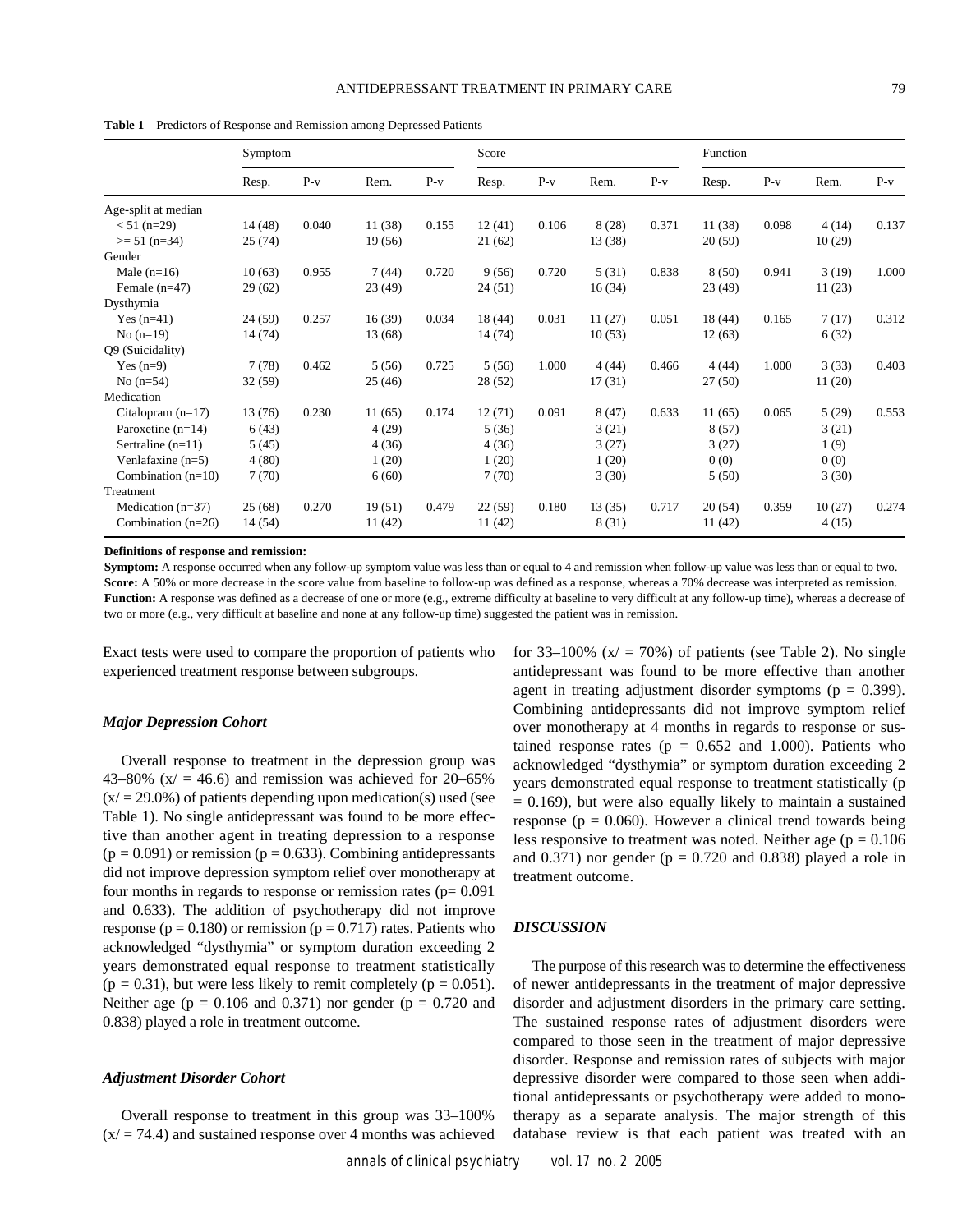**Table 1** Predictors of Response and Remission among Depressed Patients

| | Symptom | | | | Score | | | | Function | | | |
|---|---|---|---|---|---|---|---|---|---|---|---|---|
| | Resp. | P-v | Rem. | P-v | Resp. | P-v | Rem. | P-v | Resp. | P-v | Rem. | P-v |
| Age-split at median | | | | | | | | | | | | |
| < 51 (n=29) | 14 (48) | 0.040 | 11 (38) | 0.155 | 12 (41) | 0.106 | 8 (28) | 0.371 | 11 (38) | 0.098 | 4 (14) | 0.137 |
| >= 51 (n=34) | 25 (74) | | 19 (56) | | 21 (62) | | 13 (38) | | 20 (59) | | 10 (29) | |
| Gender | | | | | | | | | | | | |
| Male (n=16) | 10 (63) | 0.955 | 7 (44) | 0.720 | 9 (56) | 0.720 | 5 (31) | 0.838 | 8 (50) | 0.941 | 3 (19) | 1.000 |
| Female (n=47) | 29 (62) | | 23 (49) | | 24 (51) | | 16 (34) | | 23 (49) | | 11 (23) | |
| Dysthymia | | | | | | | | | | | | |
| Yes (n=41) | 24 (59) | 0.257 | 16 (39) | 0.034 | 18 (44) | 0.031 | 11 (27) | 0.051 | 18 (44) | 0.165 | 7 (17) | 0.312 |
| No (n=19) | 14 (74) | | 13 (68) | | 14 (74) | | 10 (53) | | 12 (63) | | 6 (32) | |
| Q9 (Suicidality) | | | | | | | | | | | | |
| Yes (n=9) | 7 (78) | 0.462 | 5 (56) | 0.725 | 5 (56) | 1.000 | 4 (44) | 0.466 | 4 (44) | 1.000 | 3 (33) | 0.403 |
| No (n=54) | 32 (59) | | 25 (46) | | 28 (52) | | 17 (31) | | 27 (50) | | 11 (20) | |
| Medication | | | | | | | | | | | | |
| Citalopram (n=17) | 13 (76) | 0.230 | 11 (65) | 0.174 | 12 (71) | 0.091 | 8 (47) | 0.633 | 11 (65) | 0.065 | 5 (29) | 0.553 |
| Paroxetine (n=14) | 6 (43) | | 4 (29) | | 5 (36) | | 3 (21) | | 8 (57) | | 3 (21) | |
| Sertraline (n=11) | 5 (45) | | 4 (36) | | 4 (36) | | 3 (27) | | 3 (27) | | 1 (9) | |
| Venlafaxine (n=5) | 4 (80) | | 1 (20) | | 1 (20) | | 1 (20) | | 0 (0) | | 0 (0) | |
| Combination (n=10) | 7 (70) | | 6 (60) | | 7 (70) | | 3 (30) | | 5 (50) | | 3 (30) | |
| Treatment | | | | | | | | | | | | |
| Medication (n=37) | 25 (68) | 0.270 | 19 (51) | 0.479 | 22 (59) | 0.180 | 13 (35) | 0.717 | 20 (54) | 0.359 | 10 (27) | 0.274 |
| Combination (n=26) | 14 (54) | | 11 (42) | | 11 (42) | | 8 (31) | | 11 (42) | | 4 (15) | |

**Definitions of response and remission:**

**Symptom:** A response occurred when any follow-up symptom value was less than or equal to 4 and remission when follow-up value was less than or equal to two.
**Score:** A 50% or more decrease in the score value from baseline to follow-up was defined as a response, whereas a 70% decrease was interpreted as remission.
**Function:** A response was defined as a decrease of one or more (e.g., extreme difficulty at baseline to very difficult at any follow-up time), whereas a decrease of two or more (e.g., very difficult at baseline and none at any follow-up time) suggested the patient was in remission.

Exact tests were used to compare the proportion of patients who experienced treatment response between subgroups.

### *Major Depression Cohort*

Overall response to treatment in the depression group was 43–80% (x/ = 46.6) and remission was achieved for 20–65% (x/ = 29.0%) of patients depending upon medication(s) used (see Table 1). No single antidepressant was found to be more effective than another agent in treating depression to a response ($p = 0.091$) or remission ($p = 0.633$). Combining antidepressants did not improve depression symptom relief over monotherapy at four months in regards to response or remission rates ($p = 0.091$ and 0.633). The addition of psychotherapy did not improve response ($p = 0.180$) or remission ($p = 0.717$) rates. Patients who acknowledged "dysthymia" or symptom duration exceeding 2 years demonstrated equal response to treatment statistically ($p = 0.31$), but were less likely to remit completely ($p = 0.051$). Neither age ($p = 0.106$ and 0.371) nor gender ($p = 0.720$ and 0.838) played a role in treatment outcome.

### *Adjustment Disorder Cohort*

Overall response to treatment in this group was 33–100% (x/ = 74.4) and sustained response over 4 months was achieved for 33–100% (x/ = 70%) of patients (see Table 2). No single antidepressant was found to be more effective than another agent in treating adjustment disorder symptoms ($p = 0.399$). Combining antidepressants did not improve symptom relief over monotherapy at 4 months in regards to response or sustained response rates ($p = 0.652$ and 1.000). Patients who acknowledged "dysthymia" or symptom duration exceeding 2 years demonstrated equal response to treatment statistically ($p = 0.169$), but were also equally likely to maintain a sustained response ($p = 0.060$). However a clinical trend towards being less responsive to treatment was noted. Neither age ($p = 0.106$ and 0.371) nor gender ($p = 0.720$ and 0.838) played a role in treatment outcome.

## *DISCUSSION*

The purpose of this research was to determine the effectiveness of newer antidepressants in the treatment of major depressive disorder and adjustment disorders in the primary care setting. The sustained response rates of adjustment disorders were compared to those seen in the treatment of major depressive disorder. Response and remission rates of subjects with major depressive disorder were compared to those seen when additional antidepressants or psychotherapy were added to monotherapy as a separate analysis. The major strength of this database review is that each patient was treated with an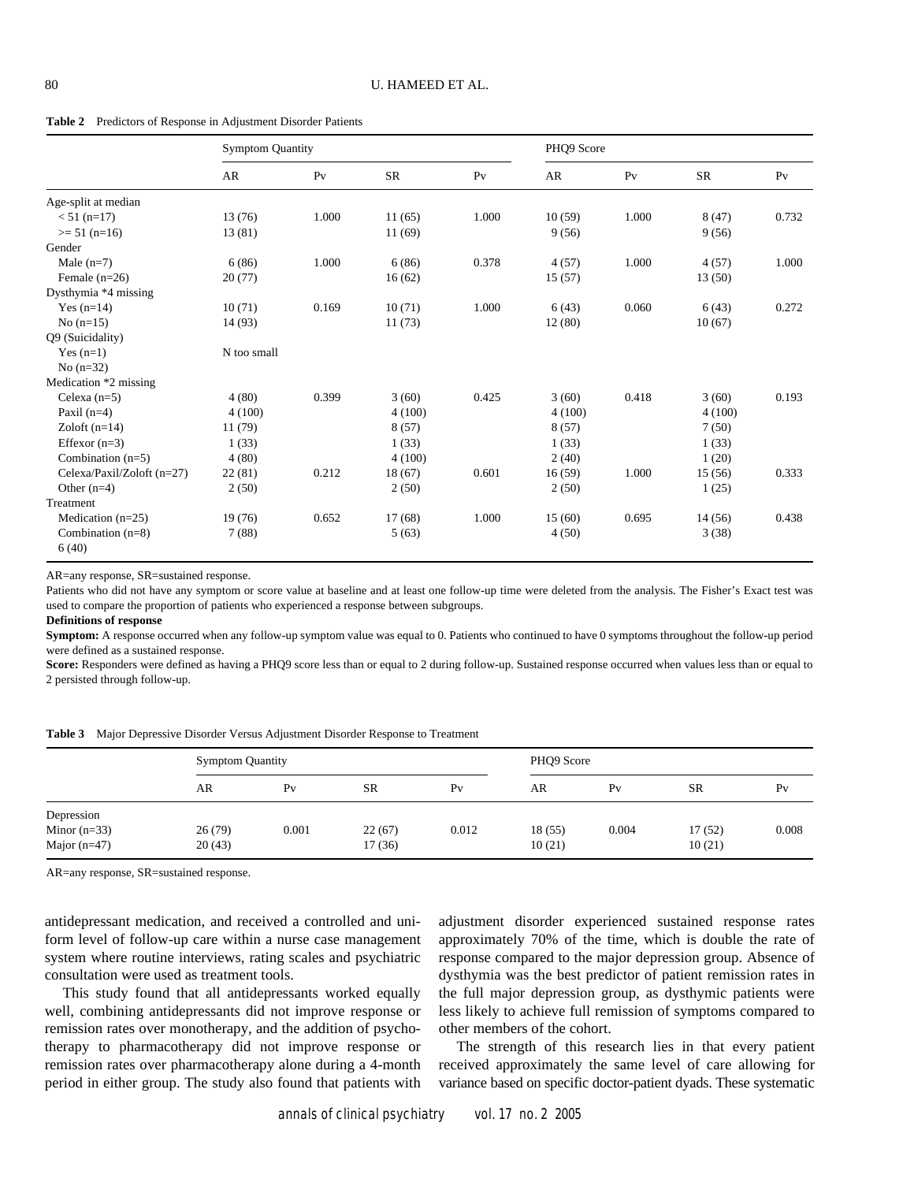**Table 2** Predictors of Response in Adjustment Disorder Patients

| | Symptom Quantity | | | | PHQ9 Score | | | |
|---|---|---|---|---|---|---|---|---|
| | AR | Pv | SR | Pv | AR | Pv | SR | Pv |
| Age-split at median | | | | | | | | |
| < 51 (n=17) | 13 (76) | 1.000 | 11 (65) | 1.000 | 10 (59) | 1.000 | 8 (47) | 0.732 |
| >= 51 (n=16) | 13 (81) | | 11 (69) | | 9 (56) | | 9 (56) | |
| Gender | | | | | | | | |
| Male (n=7) | 6 (86) | 1.000 | 6 (86) | 0.378 | 4 (57) | 1.000 | 4 (57) | 1.000 |
| Female (n=26) | 20 (77) | | 16 (62) | | 15 (57) | | 13 (50) | |
| Dysthymia *4 missing | | | | | | | | |
| Yes (n=14) | 10 (71) | 0.169 | 10 (71) | 1.000 | 6 (43) | 0.060 | 6 (43) | 0.272 |
| No (n=15) | 14 (93) | | 11 (73) | | 12 (80) | | 10 (67) | |
| Q9 (Suicidality) | | | | | | | | |
| Yes (n=1) | N too small | | | | | | | |
| No (n=32) | | | | | | | | |
| Medication *2 missing | | | | | | | | |
| Celexa (n=5) | 4 (80) | 0.399 | 3 (60) | 0.425 | 3 (60) | 0.418 | 3 (60) | 0.193 |
| Paxil (n=4) | 4 (100) | | 4 (100) | | 4 (100) | | 4 (100) | |
| Zoloft (n=14) | 11 (79) | | 8 (57) | | 8 (57) | | 7 (50) | |
| Effexor (n=3) | 1 (33) | | 1 (33) | | 1 (33) | | 1 (33) | |
| Combination (n=5) | 4 (80) | | 4 (100) | | 2 (40) | | 1 (20) | |
| Celexa/Paxil/Zoloft (n=27) | 22 (81) | 0.212 | 18 (67) | 0.601 | 16 (59) | 1.000 | 15 (56) | 0.333 |
| Other (n=4) | 2 (50) | | 2 (50) | | 2 (50) | | 1 (25) | |
| Treatment | | | | | | | | |
| Medication (n=25) | 19 (76) | 0.652 | 17 (68) | 1.000 | 15 (60) | 0.695 | 14 (56) | 0.438 |
| Combination (n=8) 6 (40) | 7 (88) | | 5 (63) | | 4 (50) | | 3 (38) | |

AR=any response, SR=sustained response.

Patients who did not have any symptom or score value at baseline and at least one follow-up time were deleted from the analysis. The Fisher's Exact test was used to compare the proportion of patients who experienced a response between subgroups.

**Definitions of response**

**Symptom:** A response occurred when any follow-up symptom value was equal to 0. Patients who continued to have 0 symptoms throughout the follow-up period were defined as a sustained response.

**Score:** Responders were defined as having a PHQ9 score less than or equal to 2 during follow-up. Sustained response occurred when values less than or equal to 2 persisted through follow-up.

**Table 3** Major Depressive Disorder Versus Adjustment Disorder Response to Treatment

| | Symptom Quantity | | | | PHQ9 Score | | | |
|---|---|---|---|---|---|---|---|---|
| | AR | Pv | SR | Pv | AR | Pv | SR | Pv |
| Depression | | | | | | | | |
| Minor (n=33) | 26 (79) | 0.001 | 22 (67) | 0.012 | 18 (55) | 0.004 | 17 (52) | 0.008 |
| Major (n=47) | 20 (43) | | 17 (36) | | 10 (21) | | 10 (21) | |

AR=any response, SR=sustained response.

antidepressant medication, and received a controlled and uniform level of follow-up care within a nurse case management system where routine interviews, rating scales and psychiatric consultation were used as treatment tools.

This study found that all antidepressants worked equally well, combining antidepressants did not improve response or remission rates over monotherapy, and the addition of psychotherapy to pharmacotherapy did not improve response or remission rates over pharmacotherapy alone during a 4-month period in either group. The study also found that patients with adjustment disorder experienced sustained response rates approximately 70% of the time, which is double the rate of response compared to the major depression group. Absence of dysthymia was the best predictor of patient remission rates in the full major depression group, as dysthymic patients were less likely to achieve full remission of symptoms compared to other members of the cohort.

The strength of this research lies in that every patient received approximately the same level of care allowing for variance based on specific doctor-patient dyads. These systematic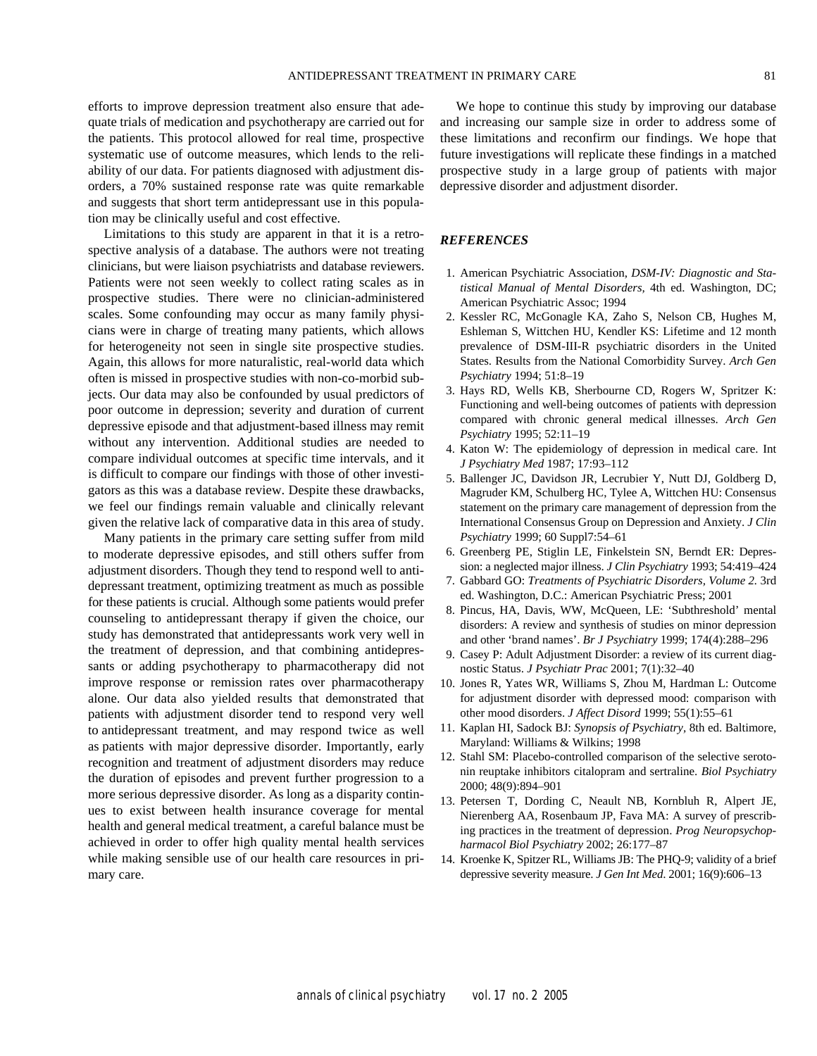efforts to improve depression treatment also ensure that adequate trials of medication and psychotherapy are carried out for the patients. This protocol allowed for real time, prospective systematic use of outcome measures, which lends to the reliability of our data. For patients diagnosed with adjustment disorders, a 70% sustained response rate was quite remarkable and suggests that short term antidepressant use in this population may be clinically useful and cost effective.

Limitations to this study are apparent in that it is a retrospective analysis of a database. The authors were not treating clinicians, but were liaison psychiatrists and database reviewers. Patients were not seen weekly to collect rating scales as in prospective studies. There were no clinician-administered scales. Some confounding may occur as many family physicians were in charge of treating many patients, which allows for heterogeneity not seen in single site prospective studies. Again, this allows for more naturalistic, real-world data which often is missed in prospective studies with non-co-morbid subjects. Our data may also be confounded by usual predictors of poor outcome in depression; severity and duration of current depressive episode and that adjustment-based illness may remit without any intervention. Additional studies are needed to compare individual outcomes at specific time intervals, and it is difficult to compare our findings with those of other investigators as this was a database review. Despite these drawbacks, we feel our findings remain valuable and clinically relevant given the relative lack of comparative data in this area of study.

Many patients in the primary care setting suffer from mild to moderate depressive episodes, and still others suffer from adjustment disorders. Though they tend to respond well to antidepressant treatment, optimizing treatment as much as possible for these patients is crucial. Although some patients would prefer counseling to antidepressant therapy if given the choice, our study has demonstrated that antidepressants work very well in the treatment of depression, and that combining antidepressants or adding psychotherapy to pharmacotherapy did not improve response or remission rates over pharmacotherapy alone. Our data also yielded results that demonstrated that patients with adjustment disorder tend to respond very well to antidepressant treatment, and may respond twice as well as patients with major depressive disorder. Importantly, early recognition and treatment of adjustment disorders may reduce the duration of episodes and prevent further progression to a more serious depressive disorder. As long as a disparity continues to exist between health insurance coverage for mental health and general medical treatment, a careful balance must be achieved in order to offer high quality mental health services while making sensible use of our health care resources in primary care.

We hope to continue this study by improving our database and increasing our sample size in order to address some of these limitations and reconfirm our findings. We hope that future investigations will replicate these findings in a matched prospective study in a large group of patients with major depressive disorder and adjustment disorder.

## *REFERENCES*

1. American Psychiatric Association, *DSM-IV: Diagnostic and Statistical Manual of Mental Disorders*, 4th ed. Washington, DC; American Psychiatric Assoc; 1994
2. Kessler RC, McGonagle KA, Zaho S, Nelson CB, Hughes M, Eshleman S, Wittchen HU, Kendler KS: Lifetime and 12 month prevalence of DSM-III-R psychiatric disorders in the United States. Results from the National Comorbidity Survey. *Arch Gen Psychiatry* 1994; 51:8–19
3. Hays RD, Wells KB, Sherbourne CD, Rogers W, Spritzer K: Functioning and well-being outcomes of patients with depression compared with chronic general medical illnesses. *Arch Gen Psychiatry* 1995; 52:11–19
4. Katon W: The epidemiology of depression in medical care. Int *J Psychiatry Med* 1987; 17:93–112
5. Ballenger JC, Davidson JR, Lecrubier Y, Nutt DJ, Goldberg D, Magruder KM, Schulberg HC, Tylee A, Wittchen HU: Consensus statement on the primary care management of depression from the International Consensus Group on Depression and Anxiety. *J Clin Psychiatry* 1999; 60 Suppl7:54–61
6. Greenberg PE, Stiglin LE, Finkelstein SN, Berndt ER: Depression: a neglected major illness. *J Clin Psychiatry* 1993; 54:419–424
7. Gabbard GO: *Treatments of Psychiatric Disorders, Volume 2*. 3rd ed. Washington, D.C.: American Psychiatric Press; 2001
8. Pincus, HA, Davis, WW, McQueen, LE: 'Subthreshold' mental disorders: A review and synthesis of studies on minor depression and other 'brand names'. *Br J Psychiatry* 1999; 174(4):288–296
9. Casey P: Adult Adjustment Disorder: a review of its current diagnostic Status. *J Psychiatr Prac* 2001; 7(1):32–40
10. Jones R, Yates WR, Williams S, Zhou M, Hardman L: Outcome for adjustment disorder with depressed mood: comparison with other mood disorders. *J Affect Disord* 1999; 55(1):55–61
11. Kaplan HI, Sadock BJ: *Synopsis of Psychiatry*, 8th ed. Baltimore, Maryland: Williams & Wilkins; 1998
12. Stahl SM: Placebo-controlled comparison of the selective serotonin reuptake inhibitors citalopram and sertraline. *Biol Psychiatry* 2000; 48(9):894–901
13. Petersen T, Dording C, Neault NB, Kornbluh R, Alpert JE, Nierenberg AA, Rosenbaum JP, Fava MA: A survey of prescribing practices in the treatment of depression. *Prog Neuropsychopharmacol Biol Psychiatry* 2002; 26:177–87
14. Kroenke K, Spitzer RL, Williams JB: The PHQ-9; validity of a brief depressive severity measure. *J Gen Int Med*. 2001; 16(9):606–13